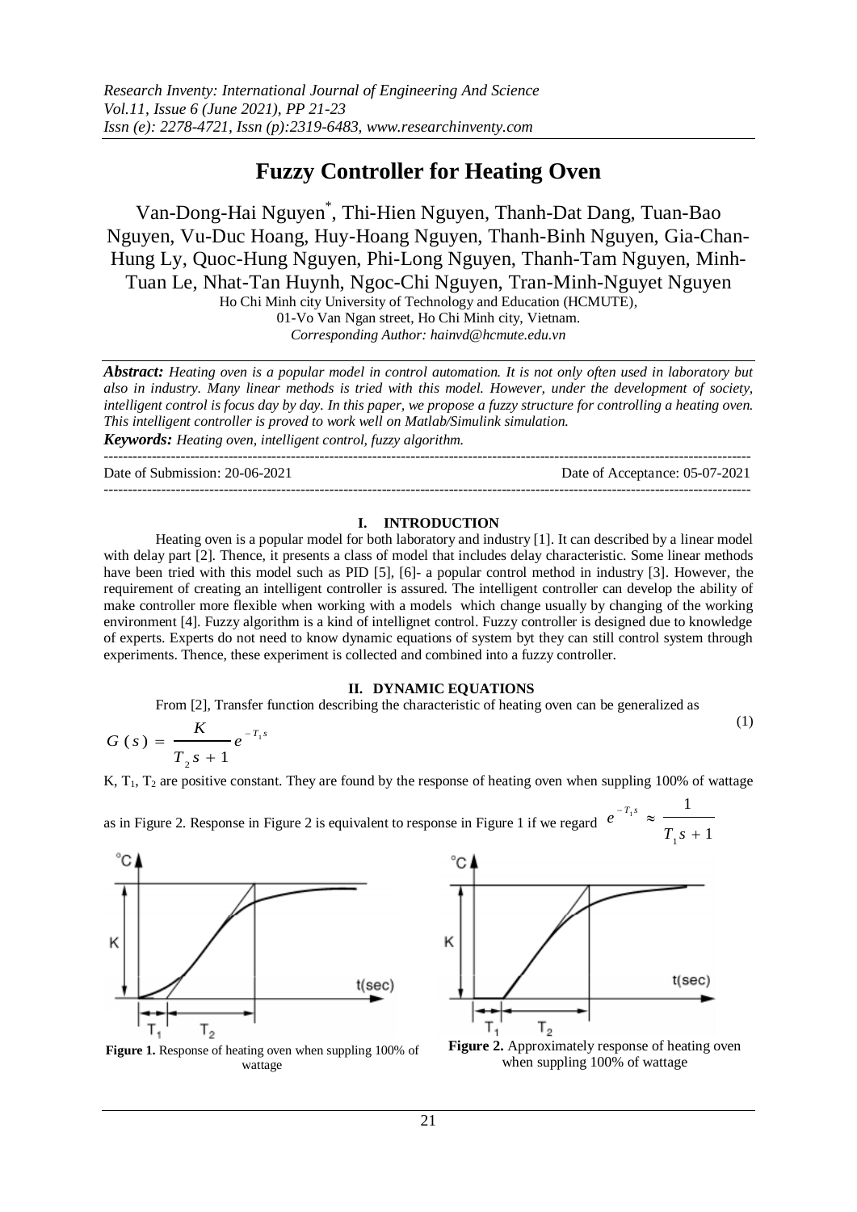// Page header omitted: journal metadata

# Fuzzy Controller for Heating Oven

Van-Dong-Hai Nguyen[*], Thi-Hien Nguyen, Thanh-Dat Dang, Tuan-Bao Nguyen, Vu-Duc Hoang, Huy-Hoang Nguyen, Thanh-Binh Nguyen, Gia-Chan-Hung Ly, Quoc-Hung Nguyen, Phi-Long Nguyen, Thanh-Tam Nguyen, Minh-Tuan Le, Nhat-Tan Huynh, Ngoc-Chi Nguyen, Tran-Minh-Nguyet Nguyen

Ho Chi Minh city University of Technology and Education (HCMUTE),
01-Vo Van Ngan street, Ho Chi Minh city, Vietnam.
*Corresponding Author: hainvd@hcmute.edu.vn*

***Abstract:*** *Heating oven is a popular model in control automation. It is not only often used in laboratory but also in industry. Many linear methods is tried with this model. However, under the development of society, intelligent control is focus day by day. In this paper, we propose a fuzzy structure for controlling a heating oven. This intelligent controller is proved to work well on Matlab/Simulink simulation.*

***Keywords:*** *Heating oven, intelligent control, fuzzy algorithm.*

---

Date of Submission: 20-06-2021 | Date of Acceptance: 05-07-2021

---

## I. INTRODUCTION

Heating oven is a popular model for both laboratory and industry [1]. It can described by a linear model with delay part [2]. Thence, it presents a class of model that includes delay characteristic. Some linear methods have been tried with this model such as PID [5], [6]- a popular control method in industry [3]. However, the requirement of creating an intelligent controller is assured. The intelligent controller can develop the ability of make controller more flexible when working with a models which change usually by changing of the working environment [4]. Fuzzy algorithm is a kind of intellignet control. Fuzzy controller is designed due to knowledge of experts. Experts do not need to know dynamic equations of system byt they can still control system through experiments. Thence, these experiment is collected and combined into a fuzzy controller.

## II. DYNAMIC EQUATIONS

From [2], Transfer function describing the characteristic of heating oven can be generalized as

$$G(s) = \frac{K}{T_2 s + 1} e^{-T_1 s} \tag{1}$$

K, $T_1$, $T_2$ are positive constant. They are found by the response of heating oven when suppling 100% of wattage as in Figure 2. Response in Figure 2 is equivalent to response in Figure 1 if we regard $e^{-T_1 s} \approx \frac{1}{T_1 s + 1}$

°C
K
t(sec)
$T_1$ $T_2$

**Figure 1.** Response of heating oven when suppling 100% of wattage

°C
K
t(sec)
$T_1$ $T_2$

**Figure 2.** Approximately response of heating oven when suppling 100% of wattage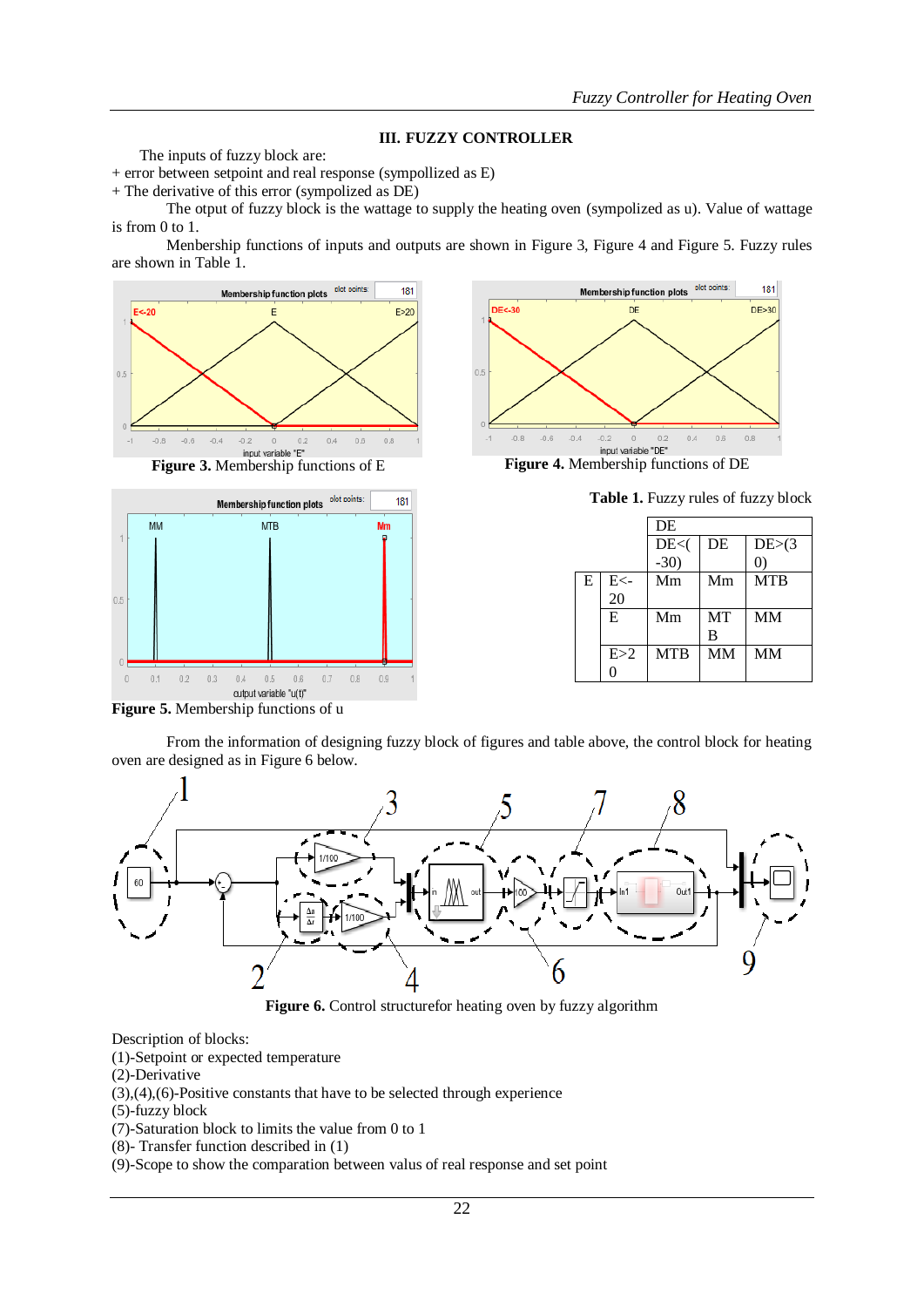## III. FUZZY CONTROLLER

The inputs of fuzzy block are:

+ error between setpoint and real response (sympollized as E)
+ The derivative of this error (sympolized as DE)

The otput of fuzzy block is the wattage to supply the heating oven (sympolized as u). Value of wattage is from 0 to 1.

Membership functions of inputs and outputs are shown in Figure 3, Figure 4 and Figure 5. Fuzzy rules are shown in Table 1.

Membership function plots
plot points: 181
E<-20
E
E>20
1
0.5
0
-1 -0.8 -0.6 -0.4 -0.2 0 0.2 0.4 0.6 0.8 1
input variable "E"

**Figure 3.** Membership functions of E

Membership function plots
plot points: 181
DE<-30
DE
DE>30
1
0.5
0
-1 -0.8 -0.6 -0.4 -0.2 0 0.2 0.4 0.6 0.8 1
input variable "DE"

**Figure 4.** Membership functions of DE

Membership function plots
plot points: 181
MM
MTB
Mm
1
0.5
0
0 0.1 0.2 0.3 0.4 0.5 0.6 0.7 0.8 0.9 1
output variable "u(t)"

**Figure 5.** Membership functions of u

**Table 1.** Fuzzy rules of fuzzy block

| | | DE | | |
|---|---|---|---|---|
| | | DE<(-30) | DE | DE>(30) |
| E | E<-20 | Mm | Mm | MTB |
| | E | Mm | MTB | MM |
| | E>20 | MTB | MM | MM |

From the information of designing fuzzy block of figures and table above, the control block for heating oven are designed as in Figure 6 below.

1
2
3
4
5
6
7
8
9
60
1/100
1/100
Δu/Δt
In
out
100
In1
Out1

**Figure 6.** Control structurefor heating oven by fuzzy algorithm

Description of blocks:

(1)-Setpoint or expected temperature
(2)-Derivative
(3),(4),(6)-Positive constants that have to be selected through experience
(5)-fuzzy block
(7)-Saturation block to limits the value from 0 to 1
(8)- Transfer function described in (1)
(9)-Scope to show the comparation between valus of real response and set point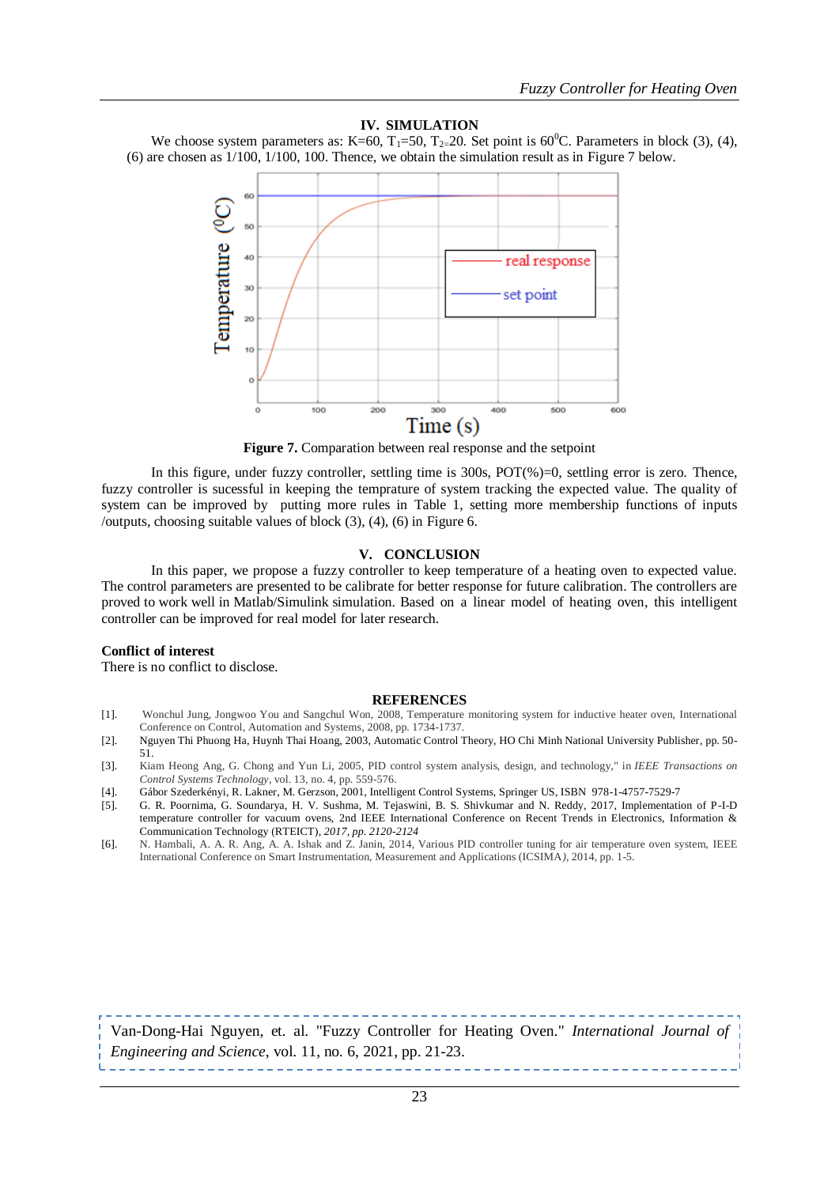## IV. SIMULATION

We choose system parameters as: K=60, $T_1$=50, $T_2$=20. Set point is $60^0$C. Parameters in block (3), (4), (6) are chosen as 1/100, 1/100, 100. Thence, we obtain the simulation result as in Figure 7 below.

Temperature ($^0$C)
60
50
40
30
20
10
0
0
100
200
300
400
500
600
Time (s)
real response
set point

**Figure 7.** Comparation between real response and the setpoint

In this figure, under fuzzy controller, settling time is 300s, POT(%)=0, settling error is zero. Thence, fuzzy controller is sucessful in keeping the temprature of system tracking the expected value. The quality of system can be improved by putting more rules in Table 1, setting more membership functions of inputs /outputs, choosing suitable values of block (3), (4), (6) in Figure 6.

## V. CONCLUSION

In this paper, we propose a fuzzy controller to keep temperature of a heating oven to expected value. The control parameters are presented to be calibrate for better response for future calibration. The controllers are proved to work well in Matlab/Simulink simulation. Based on a linear model of heating oven, this intelligent controller can be improved for real model for later research.

**Conflict of interest**

There is no conflict to disclose.

## REFERENCES

[1]. Wonchul Jung, Jongwoo You and Sangchul Won, 2008, Temperature monitoring system for inductive heater oven, International Conference on Control, Automation and Systems, 2008, pp. 1734-1737.

[2]. Nguyen Thi Phuong Ha, Huynh Thai Hoang, 2003, Automatic Control Theory, HO Chi Minh National University Publisher, pp. 50-51.

[3]. Kiam Heong Ang, G. Chong and Yun Li, 2005, PID control system analysis, design, and technology," in *IEEE Transactions on Control Systems Technology*, vol. 13, no. 4, pp. 559-576.

[4]. Gábor Szederkényi, R. Lakner, M. Gerzson, 2001, Intelligent Control Systems, Springer US, ISBN 978-1-4757-7529-7

[5]. G. R. Poornima, G. Soundarya, H. V. Sushma, M. Tejaswini, B. S. Shivkumar and N. Reddy, 2017, Implementation of P-I-D temperature controller for vacuum ovens, 2nd IEEE International Conference on Recent Trends in Electronics, Information & Communication Technology (RTEICT), *2017, pp. 2120-2124*

[6]. N. Hambali, A. A. R. Ang, A. A. Ishak and Z. Janin, 2014, Various PID controller tuning for air temperature oven system, IEEE International Conference on Smart Instrumentation, Measurement and Applications (ICSIMA*)*, 2014, pp. 1-5.

Van-Dong-Hai Nguyen, et. al. "Fuzzy Controller for Heating Oven." *International Journal of Engineering and Science*, vol. 11, no. 6, 2021, pp. 21-23.